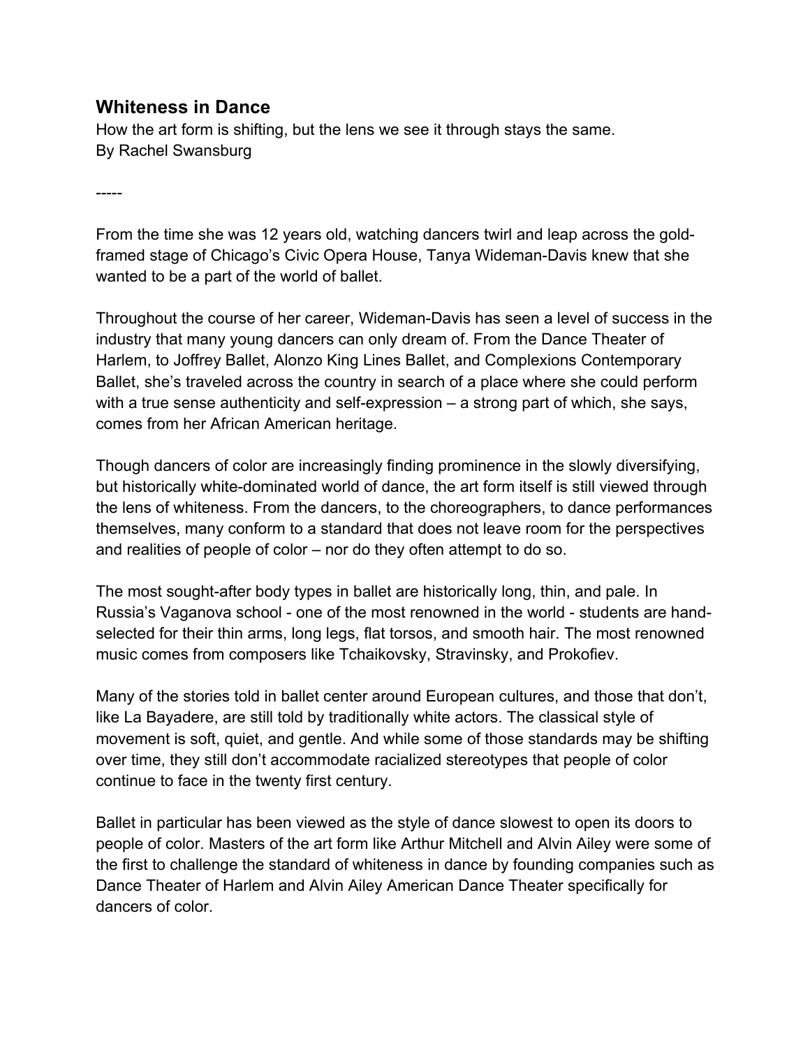## Whiteness in Dance

How the art form is shifting, but the lens we see it through stays the same.
By Rachel Swansburg

-----

From the time she was 12 years old, watching dancers twirl and leap across the gold-framed stage of Chicago's Civic Opera House, Tanya Wideman-Davis knew that she wanted to be a part of the world of ballet.

Throughout the course of her career, Wideman-Davis has seen a level of success in the industry that many young dancers can only dream of. From the Dance Theater of Harlem, to Joffrey Ballet, Alonzo King Lines Ballet, and Complexions Contemporary Ballet, she's traveled across the country in search of a place where she could perform with a true sense authenticity and self-expression – a strong part of which, she says, comes from her African American heritage.

Though dancers of color are increasingly finding prominence in the slowly diversifying, but historically white-dominated world of dance, the art form itself is still viewed through the lens of whiteness. From the dancers, to the choreographers, to dance performances themselves, many conform to a standard that does not leave room for the perspectives and realities of people of color – nor do they often attempt to do so.

The most sought-after body types in ballet are historically long, thin, and pale. In Russia's Vaganova school - one of the most renowned in the world - students are hand-selected for their thin arms, long legs, flat torsos, and smooth hair. The most renowned music comes from composers like Tchaikovsky, Stravinsky, and Prokofiev.

Many of the stories told in ballet center around European cultures, and those that don't, like La Bayadere, are still told by traditionally white actors. The classical style of movement is soft, quiet, and gentle. And while some of those standards may be shifting over time, they still don't accommodate racialized stereotypes that people of color continue to face in the twenty first century.

Ballet in particular has been viewed as the style of dance slowest to open its doors to people of color. Masters of the art form like Arthur Mitchell and Alvin Ailey were some of the first to challenge the standard of whiteness in dance by founding companies such as Dance Theater of Harlem and Alvin Ailey American Dance Theater specifically for dancers of color.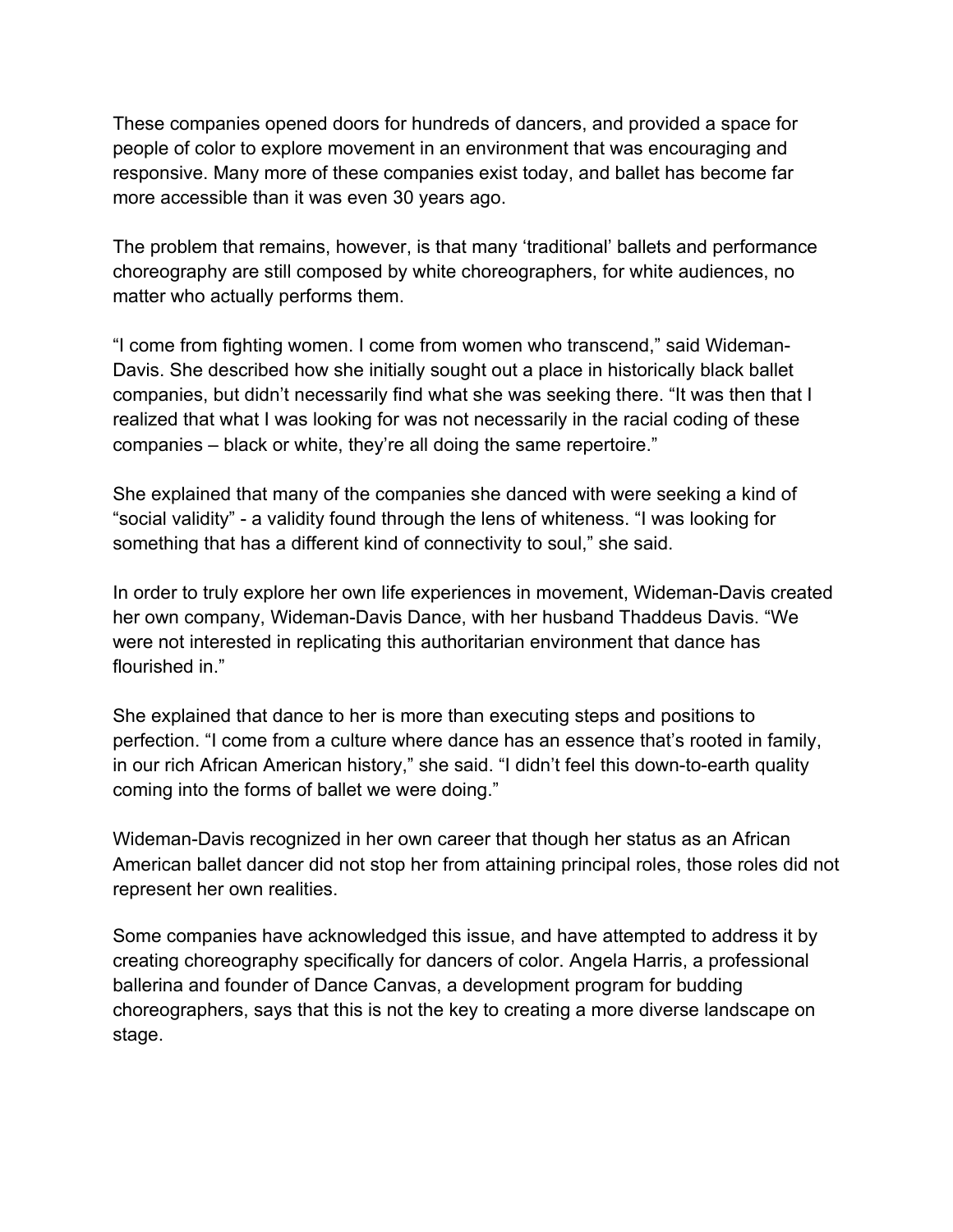These companies opened doors for hundreds of dancers, and provided a space for people of color to explore movement in an environment that was encouraging and responsive. Many more of these companies exist today, and ballet has become far more accessible than it was even 30 years ago.

The problem that remains, however, is that many ‘traditional’ ballets and performance choreography are still composed by white choreographers, for white audiences, no matter who actually performs them.

“I come from fighting women. I come from women who transcend,” said Wideman-Davis. She described how she initially sought out a place in historically black ballet companies, but didn’t necessarily find what she was seeking there. “It was then that I realized that what I was looking for was not necessarily in the racial coding of these companies – black or white, they’re all doing the same repertoire.”

She explained that many of the companies she danced with were seeking a kind of “social validity” - a validity found through the lens of whiteness. “I was looking for something that has a different kind of connectivity to soul,” she said.

In order to truly explore her own life experiences in movement, Wideman-Davis created her own company, Wideman-Davis Dance, with her husband Thaddeus Davis. “We were not interested in replicating this authoritarian environment that dance has flourished in.”

She explained that dance to her is more than executing steps and positions to perfection. “I come from a culture where dance has an essence that’s rooted in family, in our rich African American history,” she said. “I didn’t feel this down-to-earth quality coming into the forms of ballet we were doing.”

Wideman-Davis recognized in her own career that though her status as an African American ballet dancer did not stop her from attaining principal roles, those roles did not represent her own realities.

Some companies have acknowledged this issue, and have attempted to address it by creating choreography specifically for dancers of color. Angela Harris, a professional ballerina and founder of Dance Canvas, a development program for budding choreographers, says that this is not the key to creating a more diverse landscape on stage.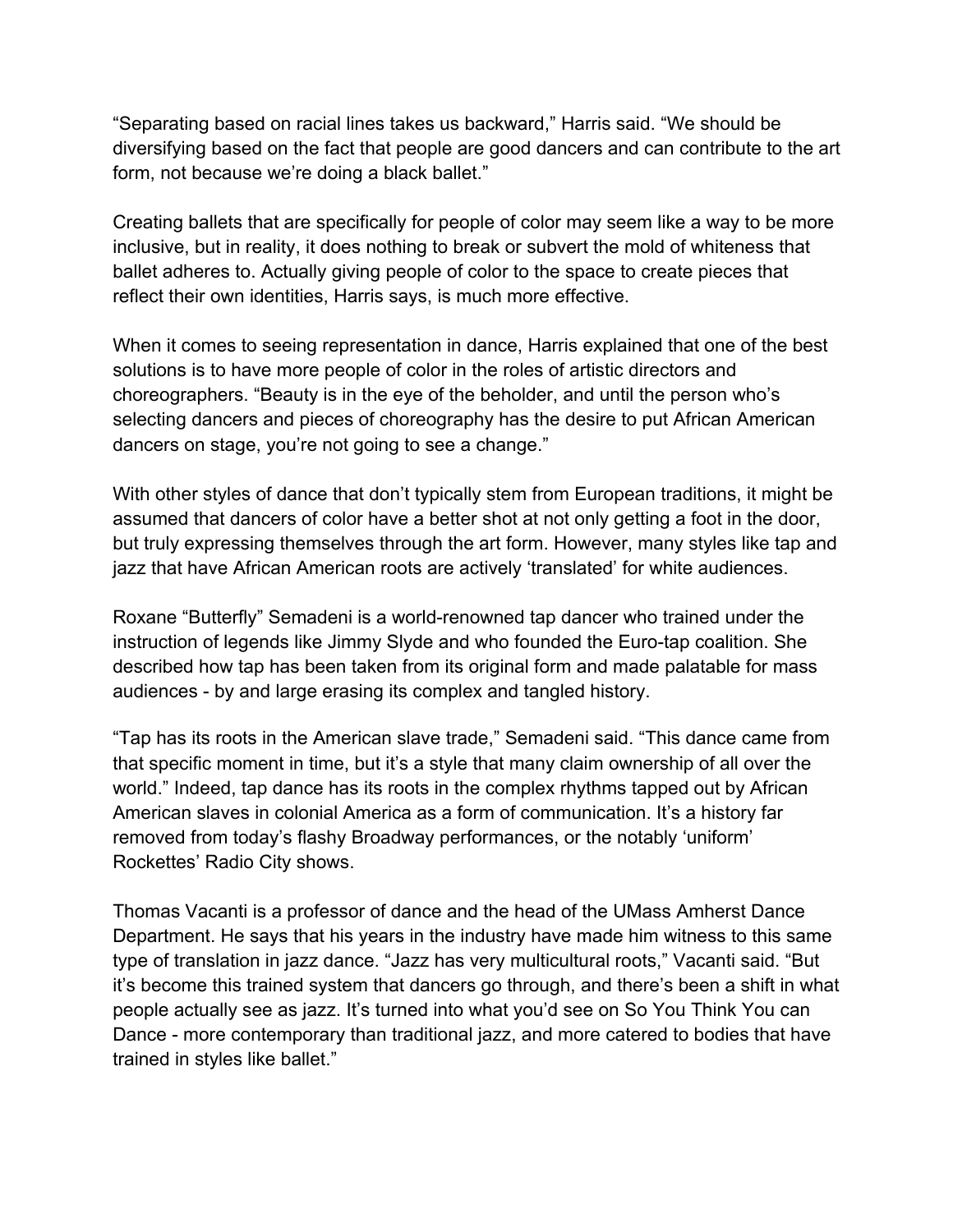“Separating based on racial lines takes us backward,” Harris said. “We should be diversifying based on the fact that people are good dancers and can contribute to the art form, not because we’re doing a black ballet.”

Creating ballets that are specifically for people of color may seem like a way to be more inclusive, but in reality, it does nothing to break or subvert the mold of whiteness that ballet adheres to. Actually giving people of color to the space to create pieces that reflect their own identities, Harris says, is much more effective.

When it comes to seeing representation in dance, Harris explained that one of the best solutions is to have more people of color in the roles of artistic directors and choreographers. “Beauty is in the eye of the beholder, and until the person who’s selecting dancers and pieces of choreography has the desire to put African American dancers on stage, you’re not going to see a change.”

With other styles of dance that don’t typically stem from European traditions, it might be assumed that dancers of color have a better shot at not only getting a foot in the door, but truly expressing themselves through the art form. However, many styles like tap and jazz that have African American roots are actively ‘translated’ for white audiences.

Roxane “Butterfly” Semadeni is a world-renowned tap dancer who trained under the instruction of legends like Jimmy Slyde and who founded the Euro-tap coalition. She described how tap has been taken from its original form and made palatable for mass audiences - by and large erasing its complex and tangled history.

“Tap has its roots in the American slave trade,” Semadeni said. “This dance came from that specific moment in time, but it’s a style that many claim ownership of all over the world.” Indeed, tap dance has its roots in the complex rhythms tapped out by African American slaves in colonial America as a form of communication. It’s a history far removed from today’s flashy Broadway performances, or the notably ‘uniform’ Rockettes’ Radio City shows.

Thomas Vacanti is a professor of dance and the head of the UMass Amherst Dance Department. He says that his years in the industry have made him witness to this same type of translation in jazz dance. “Jazz has very multicultural roots,” Vacanti said. “But it’s become this trained system that dancers go through, and there’s been a shift in what people actually see as jazz. It’s turned into what you’d see on So You Think You can Dance - more contemporary than traditional jazz, and more catered to bodies that have trained in styles like ballet.”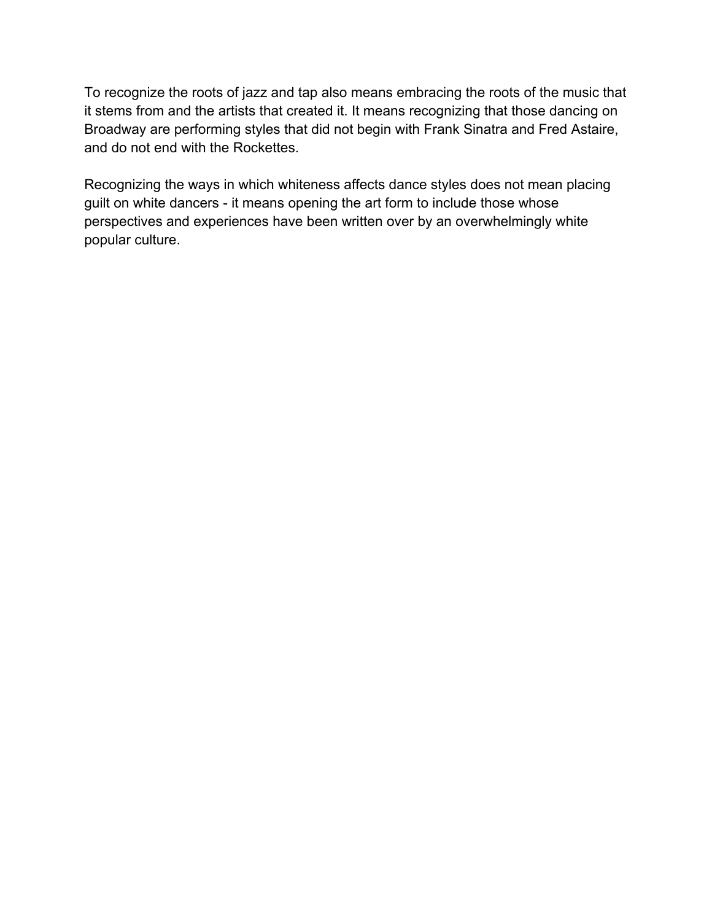To recognize the roots of jazz and tap also means embracing the roots of the music that it stems from and the artists that created it. It means recognizing that those dancing on Broadway are performing styles that did not begin with Frank Sinatra and Fred Astaire, and do not end with the Rockettes.

Recognizing the ways in which whiteness affects dance styles does not mean placing guilt on white dancers - it means opening the art form to include those whose perspectives and experiences have been written over by an overwhelmingly white popular culture.